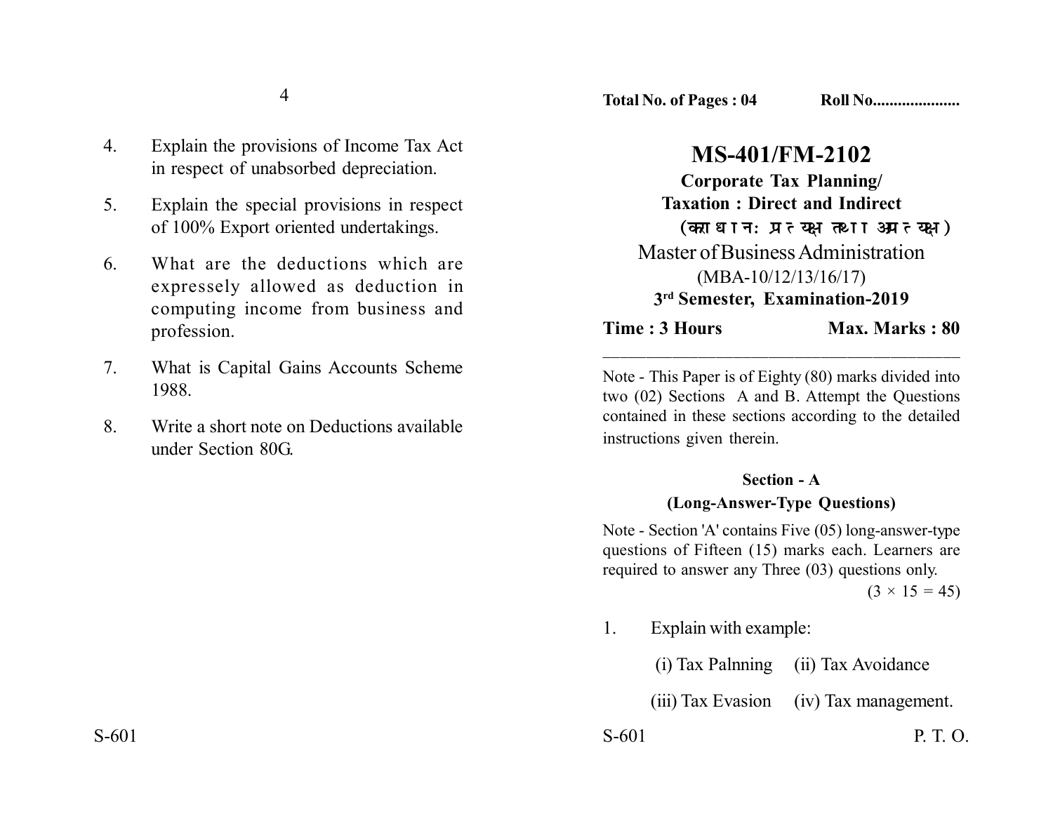**Total No. of Pages : 04** **Roll No....................**

# MS-401/FM-2102

**Corporate Tax Planning/**

**Taxation : Direct and Indirect**

**(कराधान: प्रत्यक्ष तथा अप्रत्यक्ष)**

Master of Business Administration

(MBA-10/12/13/16/17)

**3rd Semester, Examination-2019**

**Time : 3 Hours** **Max. Marks : 80**

---

Note - This Paper is of Eighty (80) marks divided into two (02) Sections A and B. Attempt the Questions contained in these sections according to the detailed instructions given therein.

## Section - A

### (Long-Answer-Type Questions)

Note - Section 'A' contains Five (05) long-answer-type questions of Fifteen (15) marks each. Learners are required to answer any Three (03) questions only.

(3 × 15 = 45)

1. Explain with example:

   (i) Tax Palnning (ii) Tax Avoidance

   (iii) Tax Evasion (iv) Tax management.

4. Explain the provisions of Income Tax Act in respect of unabsorbed depreciation.

5. Explain the special provisions in respect of 100% Export oriented undertakings.

6. What are the deductions which are expressely allowed as deduction in computing income from business and profession.

7. What is Capital Gains Accounts Scheme 1988.

8. Write a short note on Deductions available under Section 80G.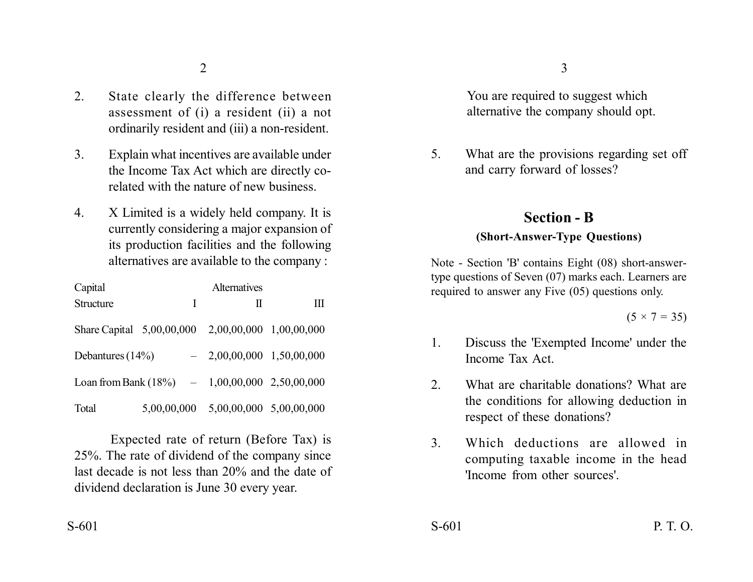2. State clearly the difference between assessment of (i) a resident (ii) a not ordinarily resident and (iii) a non-resident.

3. Explain what incentives are available under the Income Tax Act which are directly co-related with the nature of new business.

4. X Limited is a widely held company. It is currently considering a major expansion of its production facilities and the following alternatives are available to the company :

| Capital Structure | Alternatives I | II | III |
|---|---|---|---|
| Share Capital | 5,00,00,000 | 2,00,00,000 | 1,00,00,000 |
| Debantures (14%) | – | 2,00,00,000 | 1,50,00,000 |
| Loan from Bank (18%) | – | 1,00,00,000 | 2,50,00,000 |
| Total | 5,00,00,000 | 5,00,00,000 | 5,00,00,000 |

Expected rate of return (Before Tax) is 25%. The rate of dividend of the company since last decade is not less than 20% and the date of dividend declaration is June 30 every year.

You are required to suggest which alternative the company should opt.

5. What are the provisions regarding set off and carry forward of losses?

## Section - B

### (Short-Answer-Type Questions)

Note - Section 'B' contains Eight (08) short-answer-type questions of Seven (07) marks each. Learners are required to answer any Five (05) questions only.

(5 × 7 = 35)

1. Discuss the 'Exempted Income' under the Income Tax Act.

2. What are charitable donations? What are the conditions for allowing deduction in respect of these donations?

3. Which deductions are allowed in computing taxable income in the head 'Income from other sources'.

P. T. O.